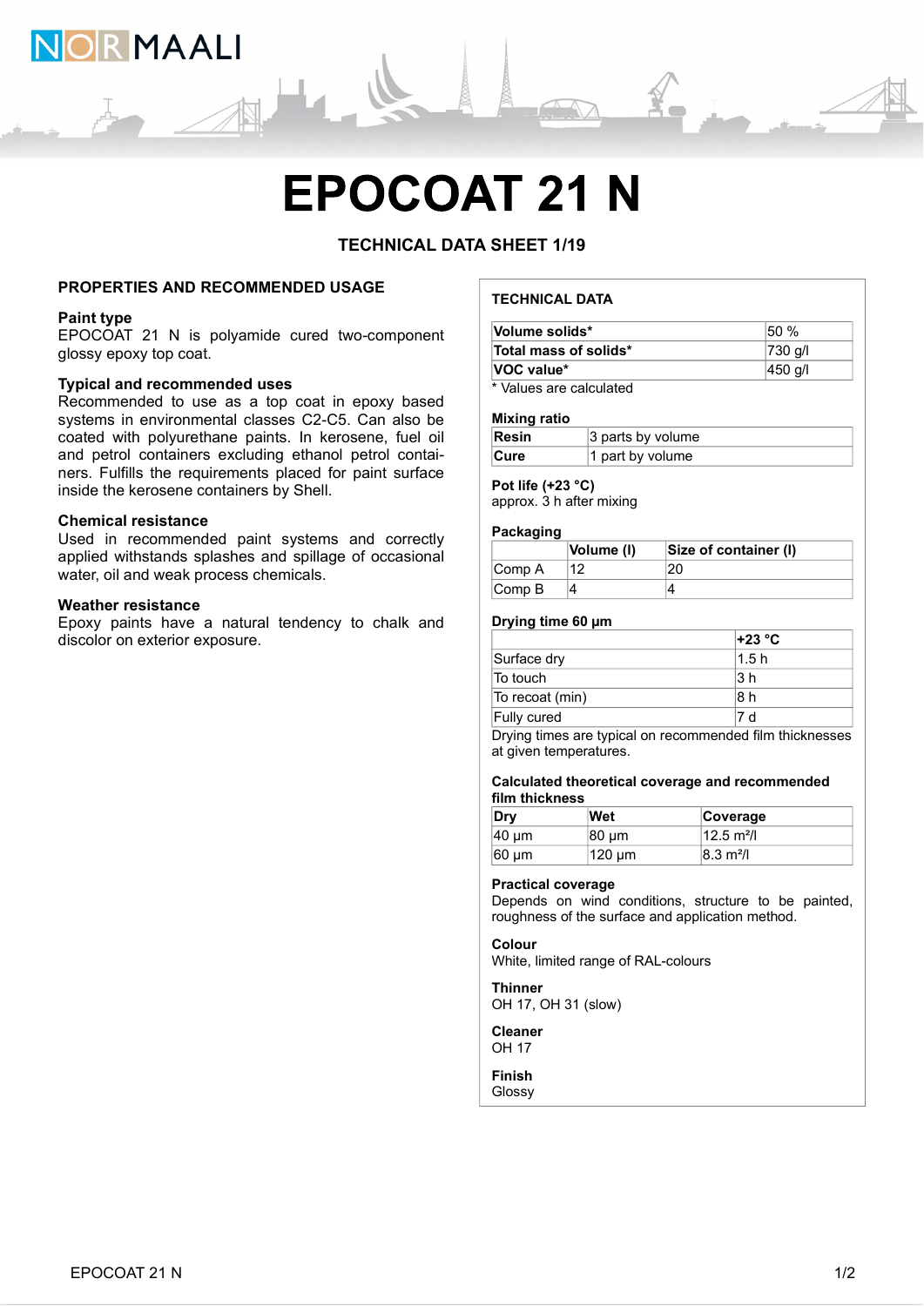# EPOCOAT 21 N

**TECHNICAL DATA SHEET 1/19**

## PROPERTIES AND RECOMMENDED USAGE

### Paint type

EPOCOAT 21 N is polyamide cured two-component glossy epoxy top coat.

### Typical and recommended uses

Recommended to use as a top coat in epoxy based systems in environmental classes C2-C5. Can also be coated with polyurethane paints. In kerosene, fuel oil and petrol containers excluding ethanol petrol containers. Fulfills the requirements placed for paint surface inside the kerosene containers by Shell.

### Chemical resistance

Used in recommended paint systems and correctly applied withstands splashes and spillage of occasional water, oil and weak process chemicals.

### Weather resistance

Epoxy paints have a natural tendency to chalk and discolor on exterior exposure.

## TECHNICAL DATA

| | |
|---|---|
| **Volume solids*** | 50 % |
| **Total mass of solids*** | 730 g/l |
| **VOC value*** | 450 g/l |

\* Values are calculated

### Mixing ratio

| | |
|---|---|
| **Resin** | 3 parts by volume |
| **Cure** | 1 part by volume |

### Pot life (+23 °C)

approx. 3 h after mixing

### Packaging

| | Volume (l) | Size of container (l) |
|---|---|---|
| Comp A | 12 | 20 |
| Comp B | 4 | 4 |

### Drying time 60 µm

| | +23 °C |
|---|---|
| Surface dry | 1.5 h |
| To touch | 3 h |
| To recoat (min) | 8 h |
| Fully cured | 7 d |

Drying times are typical on recommended film thicknesses at given temperatures.

### Calculated theoretical coverage and recommended film thickness

| Dry | Wet | Coverage |
|---|---|---|
| 40 µm | 80 µm | 12.5 m²/l |
| 60 µm | 120 µm | 8.3 m²/l |

### Practical coverage

Depends on wind conditions, structure to be painted, roughness of the surface and application method.

### Colour

White, limited range of RAL-colours

### Thinner

OH 17, OH 31 (slow)

### Cleaner

OH 17

### Finish

Glossy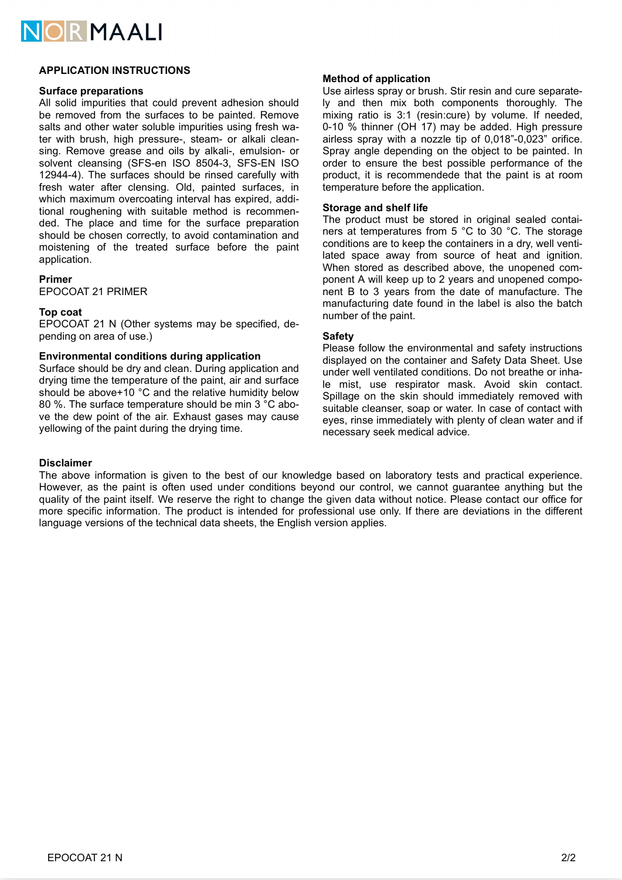## APPLICATION INSTRUCTIONS

### Surface preparations

All solid impurities that could prevent adhesion should be removed from the surfaces to be painted. Remove salts and other water soluble impurities using fresh water with brush, high pressure-, steam- or alkali cleansing. Remove grease and oils by alkali-, emulsion- or solvent cleansing (SFS-en ISO 8504-3, SFS-EN ISO 12944-4). The surfaces should be rinsed carefully with fresh water after clensing. Old, painted surfaces, in which maximum overcoating interval has expired, additional roughening with suitable method is recommended. The place and time for the surface preparation should be chosen correctly, to avoid contamination and moistening of the treated surface before the paint application.

### Primer

EPOCOAT 21 PRIMER

### Top coat

EPOCOAT 21 N (Other systems may be specified, depending on area of use.)

### Environmental conditions during application

Surface should be dry and clean. During application and drying time the temperature of the paint, air and surface should be above+10 °C and the relative humidity below 80 %. The surface temperature should be min 3 °C above the dew point of the air. Exhaust gases may cause yellowing of the paint during the drying time.

### Method of application

Use airless spray or brush. Stir resin and cure separately and then mix both components thoroughly. The mixing ratio is 3:1 (resin:cure) by volume. If needed, 0-10 % thinner (OH 17) may be added. High pressure airless spray with a nozzle tip of 0,018”-0,023” orifice. Spray angle depending on the object to be painted. In order to ensure the best possible performance of the product, it is recommendede that the paint is at room temperature before the application.

### Storage and shelf life

The product must be stored in original sealed containers at temperatures from 5 °C to 30 °C. The storage conditions are to keep the containers in a dry, well ventilated space away from source of heat and ignition. When stored as described above, the unopened component A will keep up to 2 years and unopened component B to 3 years from the date of manufacture. The manufacturing date found in the label is also the batch number of the paint.

### Safety

Please follow the environmental and safety instructions displayed on the container and Safety Data Sheet. Use under well ventilated conditions. Do not breathe or inhale mist, use respirator mask. Avoid skin contact. Spillage on the skin should immediately removed with suitable cleanser, soap or water. In case of contact with eyes, rinse immediately with plenty of clean water and if necessary seek medical advice.

### Disclaimer

The above information is given to the best of our knowledge based on laboratory tests and practical experience. However, as the paint is often used under conditions beyond our control, we cannot guarantee anything but the quality of the paint itself. We reserve the right to change the given data without notice. Please contact our office for more specific information. The product is intended for professional use only. If there are deviations in the different language versions of the technical data sheets, the English version applies.